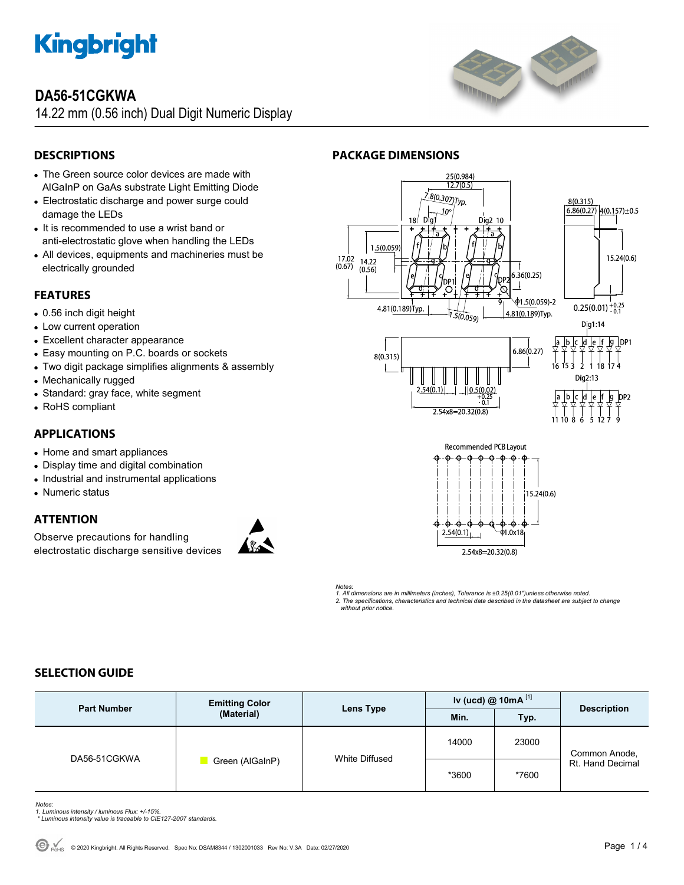# Kingbright

## DA56-51CGKWA

14.22 mm (0.56 inch) Dual Digit Numeric Display

### DESCRIPTIONS

- The Green source color devices are made with AlGaInP on GaAs substrate Light Emitting Diode
- Electrostatic discharge and power surge could damage the LEDs
- It is recommended to use a wrist band or anti-electrostatic glove when handling the LEDs
- All devices, equipments and machineries must be electrically grounded

### FEATURES

- 0.56 inch digit height
- Low current operation
- Excellent character appearance
- Easy mounting on P.C. boards or sockets
- Two digit package simplifies alignments & assembly
- Mechanically rugged
- Standard: gray face, white segment
- RoHS compliant

### APPLICATIONS

- Home and smart appliances
- Display time and digital combination
- Industrial and instrumental applications
- Numeric status

### ATTENTION

Observe precautions for handling electrostatic discharge sensitive devices

### PACKAGE DIMENSIONS

Recommended PCB Layout

*Notes:*
*1. All dimensions are in millimeters (inches), Tolerance is ±0.25(0.01")unless otherwise noted.*
*2. The specifications, characteristics and technical data described in the datasheet are subject to change without prior notice.*

### SELECTION GUIDE

| Part Number | Emitting Color (Material) | Lens Type | Iv (ucd) @ 10mA [1] | | Description |
|---|---|---|---|---|---|
| | | | Min. | Typ. | |
| DA56-51CGKWA | Green (AlGaInP) | White Diffused | 14000 | 23000 | Common Anode, Rt. Hand Decimal |
| | | | *3600 | *7600 | |

*Notes:*
*1. Luminous intensity / luminous Flux: +/-15%.*
*\* Luminous intensity value is traceable to CIE127-2007 standards.*

© 2020 Kingbright. All Rights Reserved. Spec No: DSAM8344 / 1302001033 Rev No: V.3A Date: 02/27/2020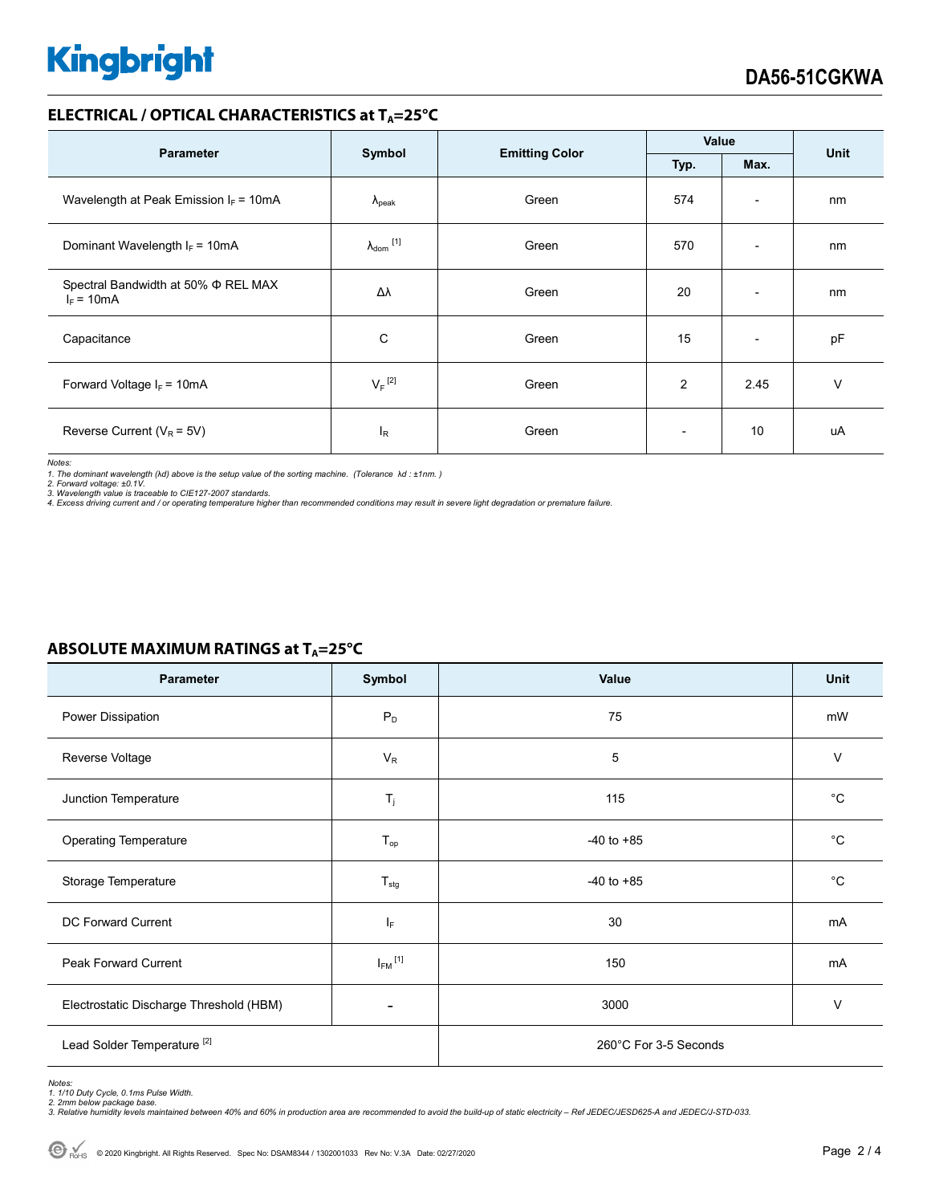## ELECTRICAL / OPTICAL CHARACTERISTICS at $T_A$=25°C

| Parameter | Symbol | Emitting Color | Value | | Unit |
|---|---|---|---|---|---|
| | | | Typ. | Max. | |
| Wavelength at Peak Emission $I_F$ = 10mA | $\lambda_{peak}$ | Green | 574 | - | nm |
| Dominant Wavelength $I_F$ = 10mA | $\lambda_{dom}$ [1] | Green | 570 | - | nm |
| Spectral Bandwidth at 50% Φ REL MAX $I_F$ = 10mA | Δλ | Green | 20 | - | nm |
| Capacitance | C | Green | 15 | - | pF |
| Forward Voltage $I_F$ = 10mA | $V_F$ [2] | Green | 2 | 2.45 | V |
| Reverse Current ($V_R$ = 5V) | $I_R$ | Green | - | 10 | uA |

*Notes:*
*1. The dominant wavelength (λd) above is the setup value of the sorting machine. (Tolerance λd : ±1nm. )*
*2. Forward voltage: ±0.1V.*
*3. Wavelength value is traceable to CIE127-2007 standards.*
*4. Excess driving current and / or operating temperature higher than recommended conditions may result in severe light degradation or premature failure.*

## ABSOLUTE MAXIMUM RATINGS at $T_A$=25°C

| Parameter | Symbol | Value | Unit |
|---|---|---|---|
| Power Dissipation | $P_D$ | 75 | mW |
| Reverse Voltage | $V_R$ | 5 | V |
| Junction Temperature | $T_j$ | 115 | °C |
| Operating Temperature | $T_{op}$ | -40 to +85 | °C |
| Storage Temperature | $T_{stg}$ | -40 to +85 | °C |
| DC Forward Current | $I_F$ | 30 | mA |
| Peak Forward Current | $I_{FM}$ [1] | 150 | mA |
| Electrostatic Discharge Threshold (HBM) | - | 3000 | V |
| Lead Solder Temperature [2] | | 260°C For 3-5 Seconds | |

*Notes:*
*1. 1/10 Duty Cycle, 0.1ms Pulse Width.*
*2. 2mm below package base.*
*3. Relative humidity levels maintained between 40% and 60% in production area are recommended to avoid the build-up of static electricity – Ref JEDEC/JESD625-A and JEDEC/J-STD-033.*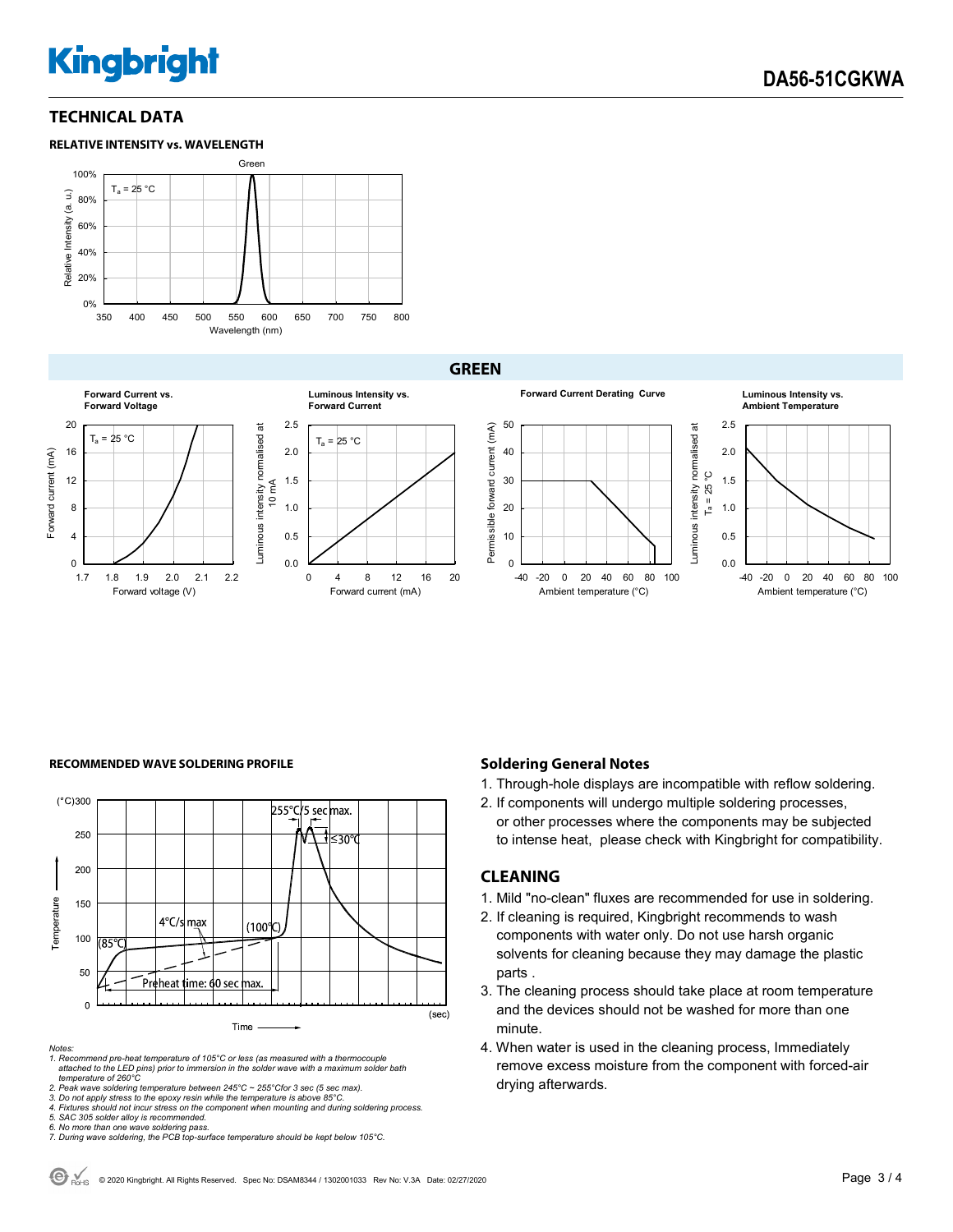## TECHNICAL DATA

### RELATIVE INTENSITY vs. WAVELENGTH

Green

$T_a$ = 25 °C

Relative Intensity (a. u.)

Wavelength (nm)

### GREEN

**Forward Current vs. Forward Voltage**

$T_a$ = 25 °C

Forward current (mA)

Forward voltage (V)

**Luminous Intensity vs. Forward Current**

$T_a$ = 25 °C

Luminous intensity normalised at 10 mA

Forward current (mA)

**Forward Current Derating Curve**

Permissible forward current (mA)

Ambient temperature (°C)

**Luminous Intensity vs. Ambient Temperature**

Luminous intensity normalised at $T_a$ = 25 °C

Ambient temperature (°C)

### RECOMMENDED WAVE SOLDERING PROFILE

255°C/5 sec max.

≤30°C

4°C/s max

(100°C)

(85°C)

Preheat time: 60 sec max.

Temperature (°C)

Time (sec)

Notes:
1. Recommend pre-heat temperature of 105°C or less (as measured with a thermocouple attached to the LED pins) prior to immersion in the solder wave with a maximum solder bath temperature of 260°C
2. Peak wave soldering temperature between 245°C ~ 255°Cfor 3 sec (5 sec max).
3. Do not apply stress to the epoxy resin while the temperature is above 85°C.
4. Fixtures should not incur stress on the component when mounting and during soldering process.
5. SAC 305 solder alloy is recommended.
6. No more than one wave soldering pass.
7. During wave soldering, the PCB top-surface temperature should be kept below 105°C.

### Soldering General Notes

1. Through-hole displays are incompatible with reflow soldering.
2. If components will undergo multiple soldering processes, or other processes where the components may be subjected to intense heat, please check with Kingbright for compatibility.

### CLEANING

1. Mild "no-clean" fluxes are recommended for use in soldering.
2. If cleaning is required, Kingbright recommends to wash components with water only. Do not use harsh organic solvents for cleaning because they may damage the plastic parts .
3. The cleaning process should take place at room temperature and the devices should not be washed for more than one minute.
4. When water is used in the cleaning process, Immediately remove excess moisture from the component with forced-air drying afterwards.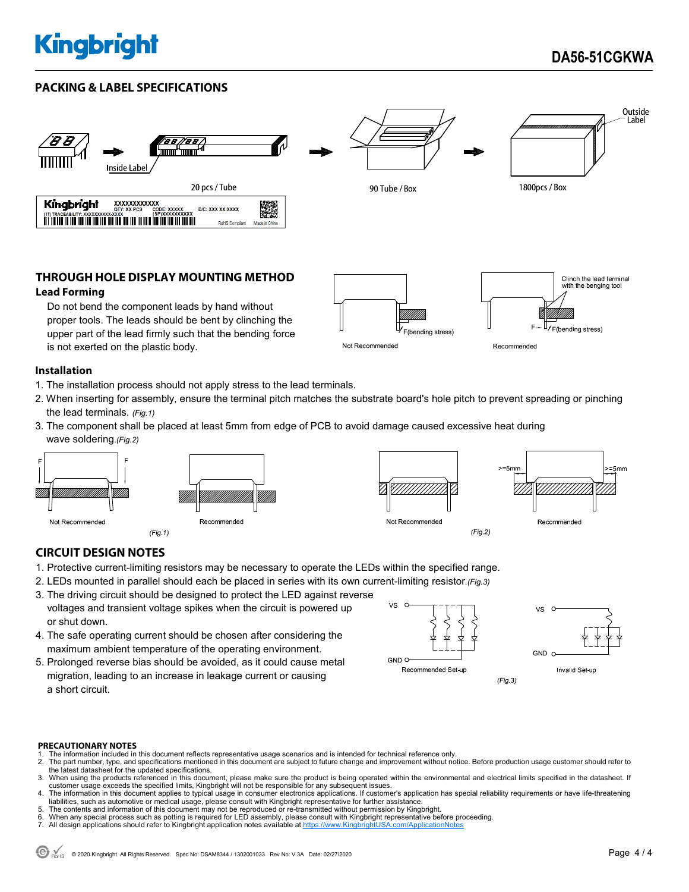## PACKING & LABEL SPECIFICATIONS

Inside Label

20 pcs / Tube

90 Tube / Box

Outside Label

1800pcs / Box

## THROUGH HOLE DISPLAY MOUNTING METHOD

### Lead Forming

Do not bend the component leads by hand without proper tools. The leads should be bent by clinching the upper part of the lead firmly such that the bending force is not exerted on the plastic body.

F(bending stress)

Not Recommended

Clinch the lead terminal with the benging tool

F(bending stress)

Recommended

### Installation

1. The installation process should not apply stress to the lead terminals.
2. When inserting for assembly, ensure the terminal pitch matches the substrate board's hole pitch to prevent spreading or pinching the lead terminals. *(Fig.1)*
3. The component shall be placed at least 5mm from edge of PCB to avoid damage caused excessive heat during wave soldering.*(Fig.2)*

Not Recommended

Recommended

*(Fig.1)*

Not Recommended

>=5mm

>=5mm

Recommended

*(Fig.2)*

## CIRCUIT DESIGN NOTES

1. Protective current-limiting resistors may be necessary to operate the LEDs within the specified range.
2. LEDs mounted in parallel should each be placed in series with its own current-limiting resistor.*(Fig.3)*
3. The driving circuit should be designed to protect the LED against reverse voltages and transient voltage spikes when the circuit is powered up or shut down.
4. The safe operating current should be chosen after considering the maximum ambient temperature of the operating environment.
5. Prolonged reverse bias should be avoided, as it could cause metal migration, leading to an increase in leakage current or causing a short circuit.

VS

GND

Recommended Set-up

VS

GND

Invalid Set-up

*(Fig.3)*

### PRECAUTIONARY NOTES

1. The information included in this document reflects representative usage scenarios and is intended for technical reference only.
2. The part number, type, and specifications mentioned in this document are subject to future change and improvement without notice. Before production usage customer should refer to the latest datasheet for the updated specifications.
3. When using the products referenced in this document, please make sure the product is being operated within the environmental and electrical limits specified in the datasheet. If customer usage exceeds the specified limits, Kingbright will not be responsible for any subsequent issues.
4. The information in this document applies to typical usage in consumer electronics applications. If customer's application has special reliability requirements or have life-threatening liabilities, such as automotive or medical usage, please consult with Kingbright representative for further assistance.
5. The contents and information of this document may not be reproduced or re-transmitted without permission by Kingbright.
6. When any special process such as potting is required for LED assembly, please consult with Kingbright representative before proceeding.
7. All design applications should refer to Kingbright application notes available at https://www.KingbrightUSA.com/ApplicationNotes

© 2020 Kingbright. All Rights Reserved. Spec No: DSAM8344 / 1302001033 Rev No: V.3A Date: 02/27/2020